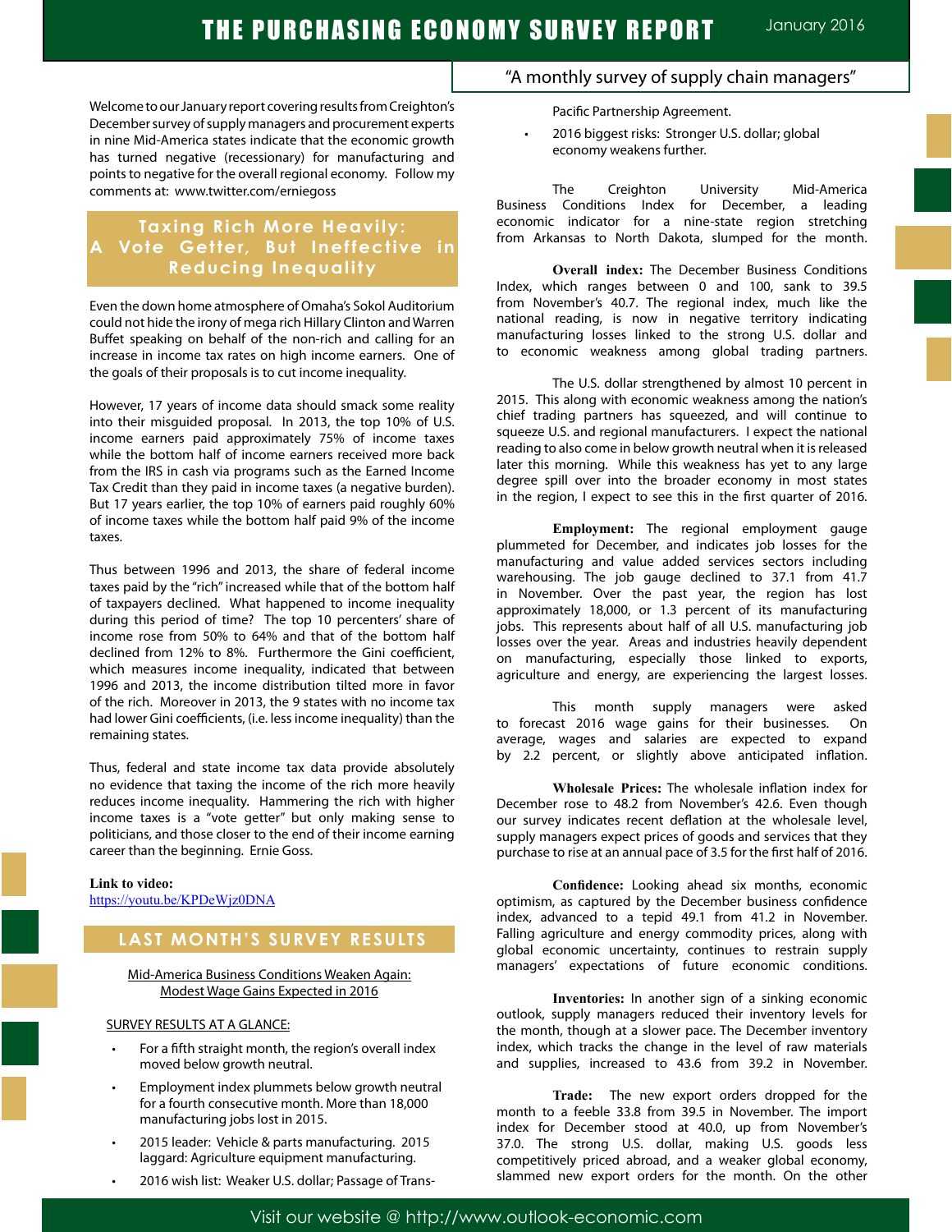# THE PURCHASING ECONOMY SURVEY REPORT

January 2016

"A monthly survey of supply chain managers"

Welcome to our January report covering results from Creighton's December survey of supply managers and procurement experts in nine Mid-America states indicate that the economic growth has turned negative (recessionary) for manufacturing and points to negative for the overall regional economy. Follow my comments at: www.twitter.com/erniegoss

## Taxing Rich More Heavily: A Vote Getter, But Ineffective in Reducing Inequality

Even the down home atmosphere of Omaha's Sokol Auditorium could not hide the irony of mega rich Hillary Clinton and Warren Buffet speaking on behalf of the non-rich and calling for an increase in income tax rates on high income earners. One of the goals of their proposals is to cut income inequality.

However, 17 years of income data should smack some reality into their misguided proposal. In 2013, the top 10% of U.S. income earners paid approximately 75% of income taxes while the bottom half of income earners received more back from the IRS in cash via programs such as the Earned Income Tax Credit than they paid in income taxes (a negative burden). But 17 years earlier, the top 10% of earners paid roughly 60% of income taxes while the bottom half paid 9% of the income taxes.

Thus between 1996 and 2013, the share of federal income taxes paid by the "rich" increased while that of the bottom half of taxpayers declined. What happened to income inequality during this period of time? The top 10 percenters' share of income rose from 50% to 64% and that of the bottom half declined from 12% to 8%. Furthermore the Gini coefficient, which measures income inequality, indicated that between 1996 and 2013, the income distribution tilted more in favor of the rich. Moreover in 2013, the 9 states with no income tax had lower Gini coefficients, (i.e. less income inequality) than the remaining states.

Thus, federal and state income tax data provide absolutely no evidence that taxing the income of the rich more heavily reduces income inequality. Hammering the rich with higher income taxes is a "vote getter" but only making sense to politicians, and those closer to the end of their income earning career than the beginning. Ernie Goss.

**Link to video:**
https://youtu.be/KPDeWjz0DNA

## LAST MONTH'S SURVEY RESULTS

Mid-America Business Conditions Weaken Again:
Modest Wage Gains Expected in 2016

SURVEY RESULTS AT A GLANCE:

- For a fifth straight month, the region's overall index moved below growth neutral.
- Employment index plummets below growth neutral for a fourth consecutive month. More than 18,000 manufacturing jobs lost in 2015.
- 2015 leader: Vehicle & parts manufacturing. 2015 laggard: Agriculture equipment manufacturing.
- 2016 wish list: Weaker U.S. dollar; Passage of Trans-Pacific Partnership Agreement.
- 2016 biggest risks: Stronger U.S. dollar; global economy weakens further.

The Creighton University Mid-America Business Conditions Index for December, a leading economic indicator for a nine-state region stretching from Arkansas to North Dakota, slumped for the month.

**Overall index:** The December Business Conditions Index, which ranges between 0 and 100, sank to 39.5 from November's 40.7. The regional index, much like the national reading, is now in negative territory indicating manufacturing losses linked to the strong U.S. dollar and to economic weakness among global trading partners.

The U.S. dollar strengthened by almost 10 percent in 2015. This along with economic weakness among the nation's chief trading partners has squeezed, and will continue to squeeze U.S. and regional manufacturers. I expect the national reading to also come in below growth neutral when it is released later this morning. While this weakness has yet to any large degree spill over into the broader economy in most states in the region, I expect to see this in the first quarter of 2016.

**Employment:** The regional employment gauge plummeted for December, and indicates job losses for the manufacturing and value added services sectors including warehousing. The job gauge declined to 37.1 from 41.7 in November. Over the past year, the region has lost approximately 18,000, or 1.3 percent of its manufacturing jobs. This represents about half of all U.S. manufacturing job losses over the year. Areas and industries heavily dependent on manufacturing, especially those linked to exports, agriculture and energy, are experiencing the largest losses.

This month supply managers were asked to forecast 2016 wage gains for their businesses. On average, wages and salaries are expected to expand by 2.2 percent, or slightly above anticipated inflation.

**Wholesale Prices:** The wholesale inflation index for December rose to 48.2 from November's 42.6. Even though our survey indicates recent deflation at the wholesale level, supply managers expect prices of goods and services that they purchase to rise at an annual pace of 3.5 for the first half of 2016.

**Confidence:** Looking ahead six months, economic optimism, as captured by the December business confidence index, advanced to a tepid 49.1 from 41.2 in November. Falling agriculture and energy commodity prices, along with global economic uncertainty, continues to restrain supply managers' expectations of future economic conditions.

**Inventories:** In another sign of a sinking economic outlook, supply managers reduced their inventory levels for the month, though at a slower pace. The December inventory index, which tracks the change in the level of raw materials and supplies, increased to 43.6 from 39.2 in November.

**Trade:** The new export orders dropped for the month to a feeble 33.8 from 39.5 in November. The import index for December stood at 40.0, up from November's 37.0. The strong U.S. dollar, making U.S. goods less competitively priced abroad, and a weaker global economy, slammed new export orders for the month. On the other

Visit our website @ http://www.outlook-economic.com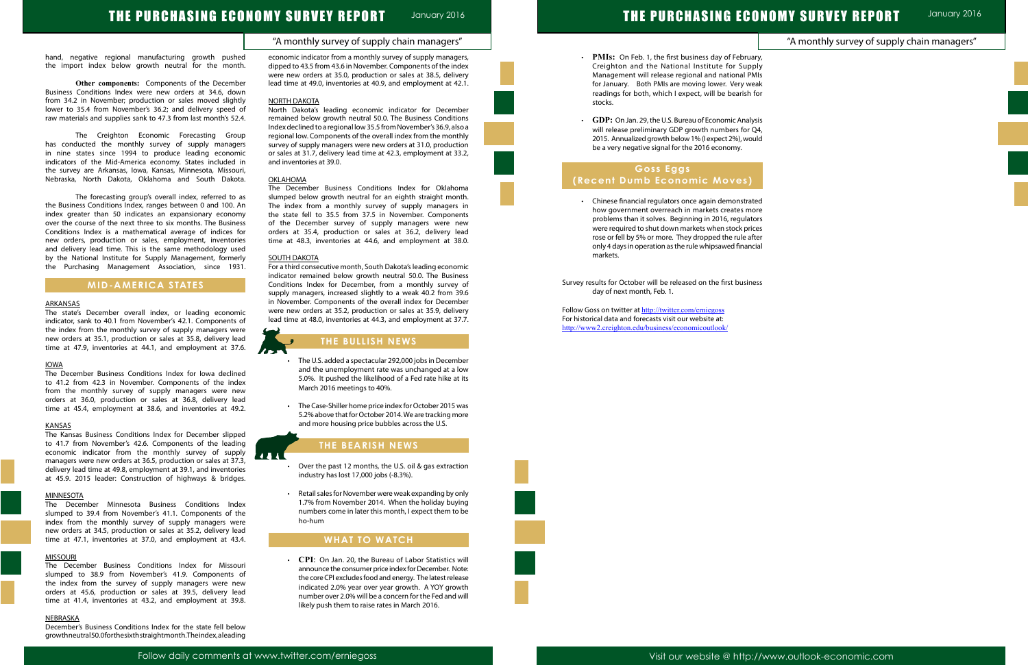hand, negative regional manufacturing growth pushed the import index below growth neutral for the month.

**Other components:** Components of the December Business Conditions Index were new orders at 34.6, down from 34.2 in November; production or sales moved slightly lower to 35.4 from November's 36.2; and delivery speed of raw materials and supplies sank to 47.3 from last month's 52.4.

The Creighton Economic Forecasting Group has conducted the monthly survey of supply managers in nine states since 1994 to produce leading economic indicators of the Mid-America economy. States included in the survey are Arkansas, Iowa, Kansas, Minnesota, Missouri, Nebraska, North Dakota, Oklahoma and South Dakota.

The forecasting group's overall index, referred to as the Business Conditions Index, ranges between 0 and 100. An index greater than 50 indicates an expansionary economy over the course of the next three to six months. The Business Conditions Index is a mathematical average of indices for new orders, production or sales, employment, inventories and delivery lead time. This is the same methodology used by the National Institute for Supply Management, formerly the Purchasing Management Association, since 1931.

## MID-AMERICA STATES

ARKANSAS
The state's December overall index, or leading economic indicator, sank to 40.1 from November's 42.1. Components of the index from the monthly survey of supply managers were new orders at 35.1, production or sales at 35.8, delivery lead time at 47.9, inventories at 44.1, and employment at 37.6.

IOWA
The December Business Conditions Index for Iowa declined to 41.2 from 42.3 in November. Components of the index from the monthly survey of supply managers were new orders at 36.0, production or sales at 36.8, delivery lead time at 45.4, employment at 38.6, and inventories at 49.2.

KANSAS
The Kansas Business Conditions Index for December slipped to 41.7 from November's 42.6. Components of the leading economic indicator from the monthly survey of supply managers were new orders at 36.5, production or sales at 37.3, delivery lead time at 49.8, employment at 39.1, and inventories at 45.9. 2015 leader: Construction of highways & bridges.

MINNESOTA
The December Minnesota Business Conditions Index slumped to 39.4 from November's 41.1. Components of the index from the monthly survey of supply managers were new orders at 34.5, production or sales at 35.2, delivery lead time at 47.1, inventories at 37.0, and employment at 43.4.

MISSOURI
The December Business Conditions Index for Missouri slumped to 38.9 from November's 41.9. Components of the index from the survey of supply managers were new orders at 45.6, production or sales at 39.5, delivery lead time at 41.4, inventories at 43.2, and employment at 39.8.

NEBRASKA
December's Business Conditions Index for the state fell below growth neutral 50.0 for the sixth straight month. The index, a leading economic indicator from a monthly survey of supply managers, dipped to 43.5 from 43.6 in November. Components of the index were new orders at 35.0, production or sales at 38.5, delivery lead time at 49.0, inventories at 40.9, and employment at 42.1.

NORTH DAKOTA
North Dakota's leading economic indicator for December remained below growth neutral 50.0. The Business Conditions Index declined to a regional low 35.5 from November's 36.9, also a regional low. Components of the overall index from the monthly survey of supply managers were new orders at 31.0, production or sales at 31.7, delivery lead time at 42.3, employment at 33.2, and inventories at 39.0.

OKLAHOMA
The December Business Conditions Index for Oklahoma slumped below growth neutral for an eighth straight month. The index from a monthly survey of supply managers in the state fell to 35.5 from 37.5 in November. Components of the December survey of supply managers were new orders at 35.4, production or sales at 36.2, delivery lead time at 48.3, inventories at 44.6, and employment at 38.0.

SOUTH DAKOTA
For a third consecutive month, South Dakota's leading economic indicator remained below growth neutral 50.0. The Business Conditions Index for December, from a monthly survey of supply managers, increased slightly to a weak 40.2 from 39.6 in November. Components of the overall index for December were new orders at 35.2, production or sales at 35.9, delivery lead time at 48.0, inventories at 44.3, and employment at 37.7.

## THE BULLISH NEWS

- The U.S. added a spectacular 292,000 jobs in December and the unemployment rate was unchanged at a low 5.0%. It pushed the likelihood of a Fed rate hike at its March 2016 meetings to 40%.
- The Case-Shiller home price index for October 2015 was 5.2% above that for October 2014. We are tracking more and more housing price bubbles across the U.S.

## THE BEARISH NEWS

- Over the past 12 months, the U.S. oil & gas extraction industry has lost 17,000 jobs (-8.3%).
- Retail sales for November were weak expanding by only 1.7% from November 2014. When the holiday buying numbers come in later this month, I expect them to be ho-hum

## WHAT TO WATCH

- **CPI**: On Jan. 20, the Bureau of Labor Statistics will announce the consumer price index for December. Note: the core CPI excludes food and energy. The latest release indicated 2.0% year over year growth. A YOY growth number over 2.0% will be a concern for the Fed and will likely push them to raise rates in March 2016.
- **PMIs:** On Feb. 1, the first business day of February, Creighton and the National Institute for Supply Management will release regional and national PMIs for January. Both PMIs are moving lower. Very weak readings for both, which I expect, will be bearish for stocks.
- **GDP:** On Jan. 29, the U.S. Bureau of Economic Analysis will release preliminary GDP growth numbers for Q4, 2015. Annualized growth below 1% (I expect 2%), would be a very negative signal for the 2016 economy.

## Goss Eggs (Recent Dumb Economic Moves)

- Chinese financial regulators once again demonstrated how government overreach in markets creates more problems than it solves. Beginning in 2016, regulators were required to shut down markets when stock prices rose or fell by 5% or more. They dropped the rule after only 4 days in operation as the rule whipsawed financial markets.

Survey results for October will be released on the first business day of next month, Feb. 1.

Follow Goss on twitter at http://twitter.com/erniegoss
For historical data and forecasts visit our website at:
http://www2.creighton.edu/business/economicoutlook/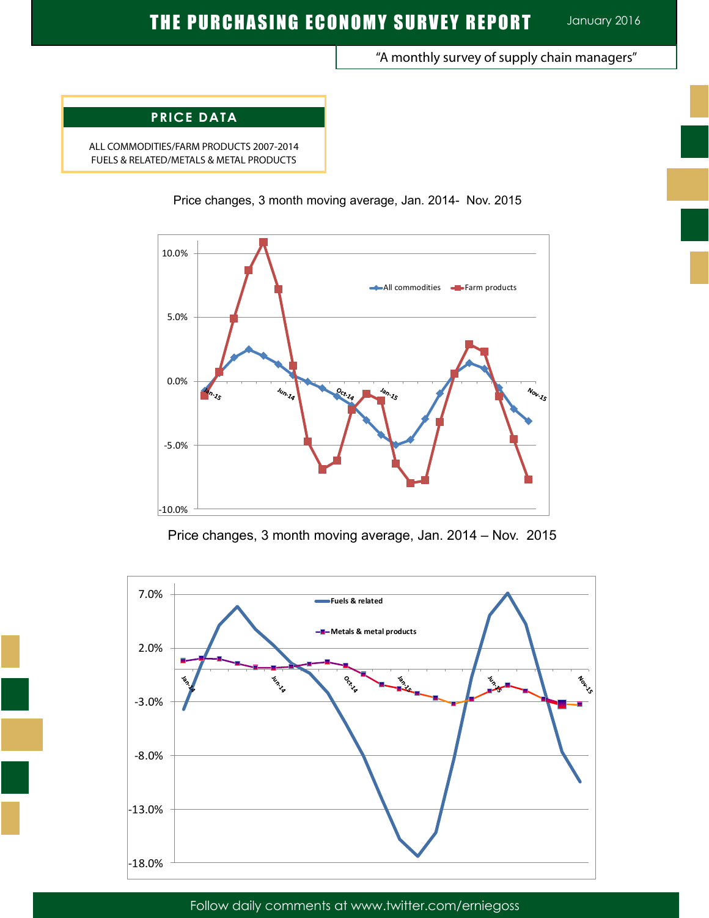**PRICE DATA**

ALL COMMODITIES/FARM PRODUCTS 2007-2014
FUELS & RELATED/METALS & METAL PRODUCTS

Price changes, 3 month moving average, Jan. 2014- Nov. 2015

10.0%
5.0%
0.0%
-5.0%
-10.0%

All commodities
Farm products

Jan-15
Jun-14
Oct-14
Jan-15
Nov-15

Price changes, 3 month moving average, Jan. 2014 – Nov. 2015

7.0%
2.0%
-3.0%
-8.0%
-13.0%
-18.0%

Fuels & related
Metals & metal products

Jan-14
Jun-14
Oct-14
Jan-15
Jun-15
Nov-15